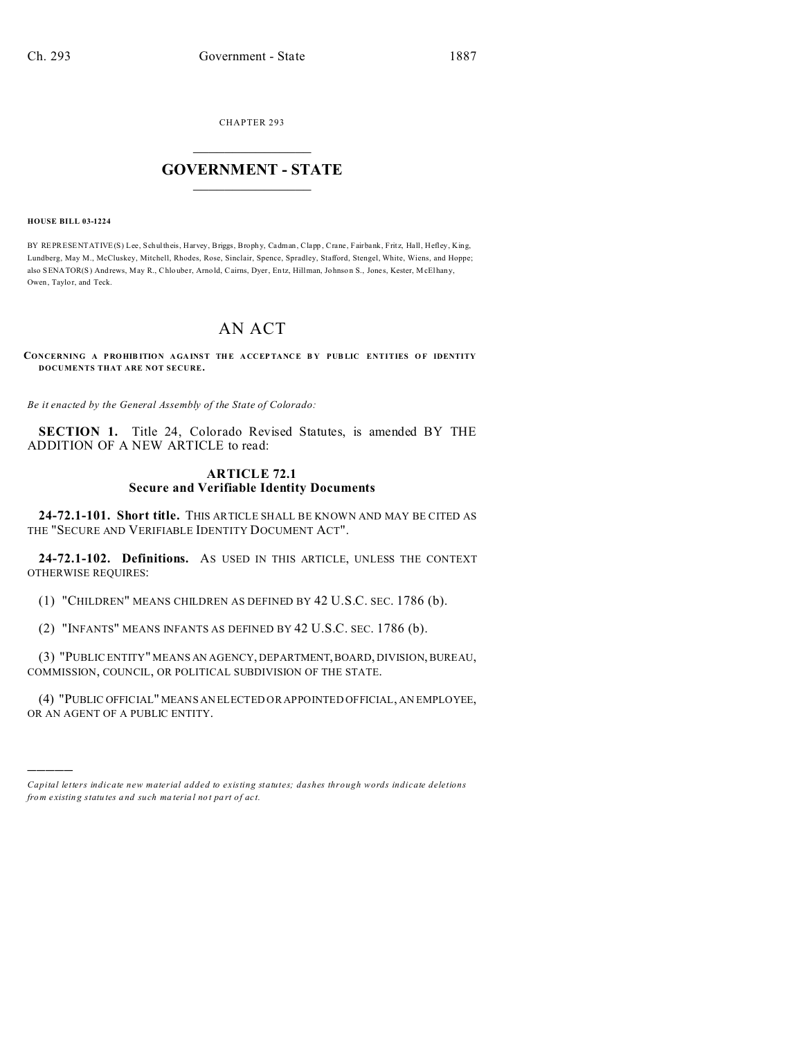CHAPTER 293

# GOVERNMENT - STATE

**HOUSE BILL 03-1224**

BY REPRESENTATIVE(S) Lee, Schultheis, Harvey, Briggs, Brophy, Cadman, Clapp, Crane, Fairbank, Fritz, Hall, Hefley, King, Lundberg, May M., McCluskey, Mitchell, Rhodes, Rose, Sinclair, Spence, Spradley, Stafford, Stengel, White, Wiens, and Hoppe; also SENATOR(S) Andrews, May R., Chlouber, Arnold, Cairns, Dyer, Entz, Hillman, Johnson S., Jones, Kester, McElhany, Owen, Taylor, and Teck.

# AN ACT

**CONCERNING A PROHIBITION AGAINST THE ACCEPTANCE BY PUBLIC ENTITIES OF IDENTITY DOCUMENTS THAT ARE NOT SECURE.**

*Be it enacted by the General Assembly of the State of Colorado:*

**SECTION 1.** Title 24, Colorado Revised Statutes, is amended BY THE ADDITION OF A NEW ARTICLE to read:

## ARTICLE 72.1
## Secure and Verifiable Identity Documents

**24-72.1-101. Short title.** THIS ARTICLE SHALL BE KNOWN AND MAY BE CITED AS THE "SECURE AND VERIFIABLE IDENTITY DOCUMENT ACT".

**24-72.1-102. Definitions.** AS USED IN THIS ARTICLE, UNLESS THE CONTEXT OTHERWISE REQUIRES:

(1) "CHILDREN" MEANS CHILDREN AS DEFINED BY 42 U.S.C. SEC. 1786 (b).

(2) "INFANTS" MEANS INFANTS AS DEFINED BY 42 U.S.C. SEC. 1786 (b).

(3) "PUBLIC ENTITY" MEANS AN AGENCY, DEPARTMENT, BOARD, DIVISION, BUREAU, COMMISSION, COUNCIL, OR POLITICAL SUBDIVISION OF THE STATE.

(4) "PUBLIC OFFICIAL" MEANS AN ELECTED OR APPOINTED OFFICIAL, AN EMPLOYEE, OR AN AGENT OF A PUBLIC ENTITY.

---

*Capital letters indicate new material added to existing statutes; dashes through words indicate deletions from existing statutes and such material not part of act.*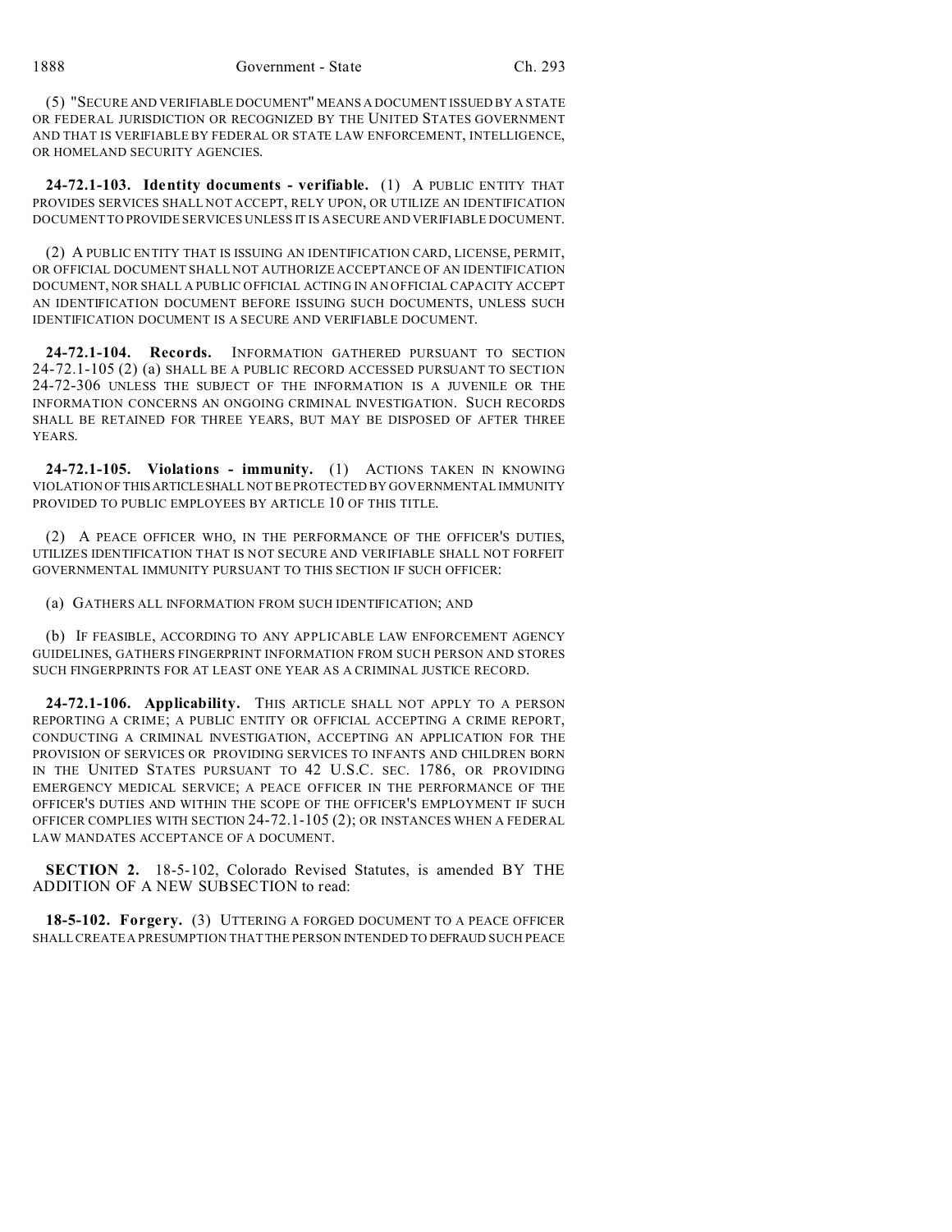(5) "SECURE AND VERIFIABLE DOCUMENT" MEANS A DOCUMENT ISSUED BY A STATE OR FEDERAL JURISDICTION OR RECOGNIZED BY THE UNITED STATES GOVERNMENT AND THAT IS VERIFIABLE BY FEDERAL OR STATE LAW ENFORCEMENT, INTELLIGENCE, OR HOMELAND SECURITY AGENCIES.

**24-72.1-103. Identity documents - verifiable.** (1) A PUBLIC ENTITY THAT PROVIDES SERVICES SHALL NOT ACCEPT, RELY UPON, OR UTILIZE AN IDENTIFICATION DOCUMENT TO PROVIDE SERVICES UNLESS IT IS A SECURE AND VERIFIABLE DOCUMENT.

(2) A PUBLIC ENTITY THAT IS ISSUING AN IDENTIFICATION CARD, LICENSE, PERMIT, OR OFFICIAL DOCUMENT SHALL NOT AUTHORIZE ACCEPTANCE OF AN IDENTIFICATION DOCUMENT, NOR SHALL A PUBLIC OFFICIAL ACTING IN AN OFFICIAL CAPACITY ACCEPT AN IDENTIFICATION DOCUMENT BEFORE ISSUING SUCH DOCUMENTS, UNLESS SUCH IDENTIFICATION DOCUMENT IS A SECURE AND VERIFIABLE DOCUMENT.

**24-72.1-104. Records.** INFORMATION GATHERED PURSUANT TO SECTION 24-72.1-105 (2) (a) SHALL BE A PUBLIC RECORD ACCESSED PURSUANT TO SECTION 24-72-306 UNLESS THE SUBJECT OF THE INFORMATION IS A JUVENILE OR THE INFORMATION CONCERNS AN ONGOING CRIMINAL INVESTIGATION. SUCH RECORDS SHALL BE RETAINED FOR THREE YEARS, BUT MAY BE DISPOSED OF AFTER THREE YEARS.

**24-72.1-105. Violations - immunity.** (1) ACTIONS TAKEN IN KNOWING VIOLATION OF THIS ARTICLE SHALL NOT BE PROTECTED BY GOVERNMENTAL IMMUNITY PROVIDED TO PUBLIC EMPLOYEES BY ARTICLE 10 OF THIS TITLE.

(2) A PEACE OFFICER WHO, IN THE PERFORMANCE OF THE OFFICER'S DUTIES, UTILIZES IDENTIFICATION THAT IS NOT SECURE AND VERIFIABLE SHALL NOT FORFEIT GOVERNMENTAL IMMUNITY PURSUANT TO THIS SECTION IF SUCH OFFICER:

(a) GATHERS ALL INFORMATION FROM SUCH IDENTIFICATION; AND

(b) IF FEASIBLE, ACCORDING TO ANY APPLICABLE LAW ENFORCEMENT AGENCY GUIDELINES, GATHERS FINGERPRINT INFORMATION FROM SUCH PERSON AND STORES SUCH FINGERPRINTS FOR AT LEAST ONE YEAR AS A CRIMINAL JUSTICE RECORD.

**24-72.1-106. Applicability.** THIS ARTICLE SHALL NOT APPLY TO A PERSON REPORTING A CRIME; A PUBLIC ENTITY OR OFFICIAL ACCEPTING A CRIME REPORT, CONDUCTING A CRIMINAL INVESTIGATION, ACCEPTING AN APPLICATION FOR THE PROVISION OF SERVICES OR PROVIDING SERVICES TO INFANTS AND CHILDREN BORN IN THE UNITED STATES PURSUANT TO 42 U.S.C. SEC. 1786, OR PROVIDING EMERGENCY MEDICAL SERVICE; A PEACE OFFICER IN THE PERFORMANCE OF THE OFFICER'S DUTIES AND WITHIN THE SCOPE OF THE OFFICER'S EMPLOYMENT IF SUCH OFFICER COMPLIES WITH SECTION 24-72.1-105 (2); OR INSTANCES WHEN A FEDERAL LAW MANDATES ACCEPTANCE OF A DOCUMENT.

**SECTION 2.** 18-5-102, Colorado Revised Statutes, is amended BY THE ADDITION OF A NEW SUBSECTION to read:

**18-5-102. Forgery.** (3) UTTERING A FORGED DOCUMENT TO A PEACE OFFICER SHALL CREATE A PRESUMPTION THAT THE PERSON INTENDED TO DEFRAUD SUCH PEACE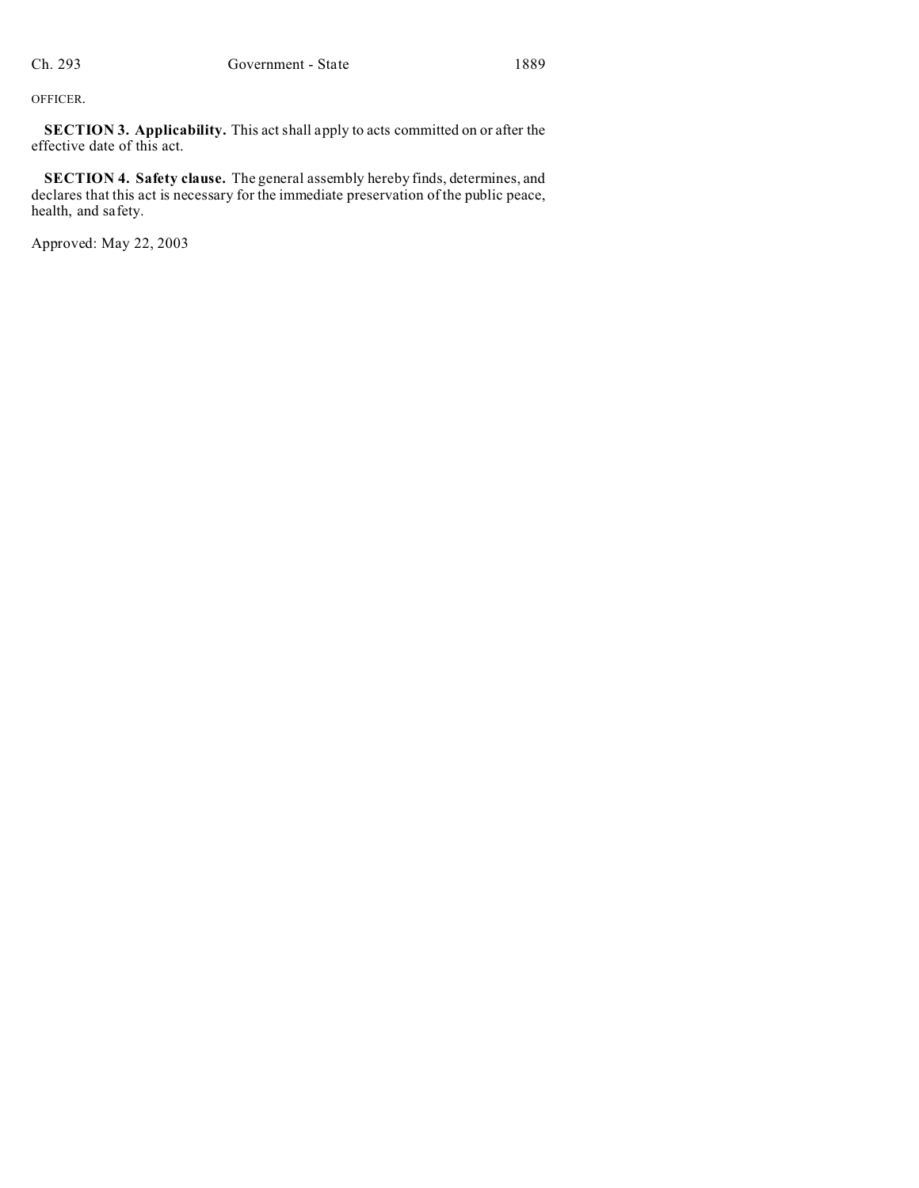OFFICER.

**SECTION 3. Applicability.** This act shall apply to acts committed on or after the effective date of this act.

**SECTION 4. Safety clause.** The general assembly hereby finds, determines, and declares that this act is necessary for the immediate preservation of the public peace, health, and safety.

Approved: May 22, 2003